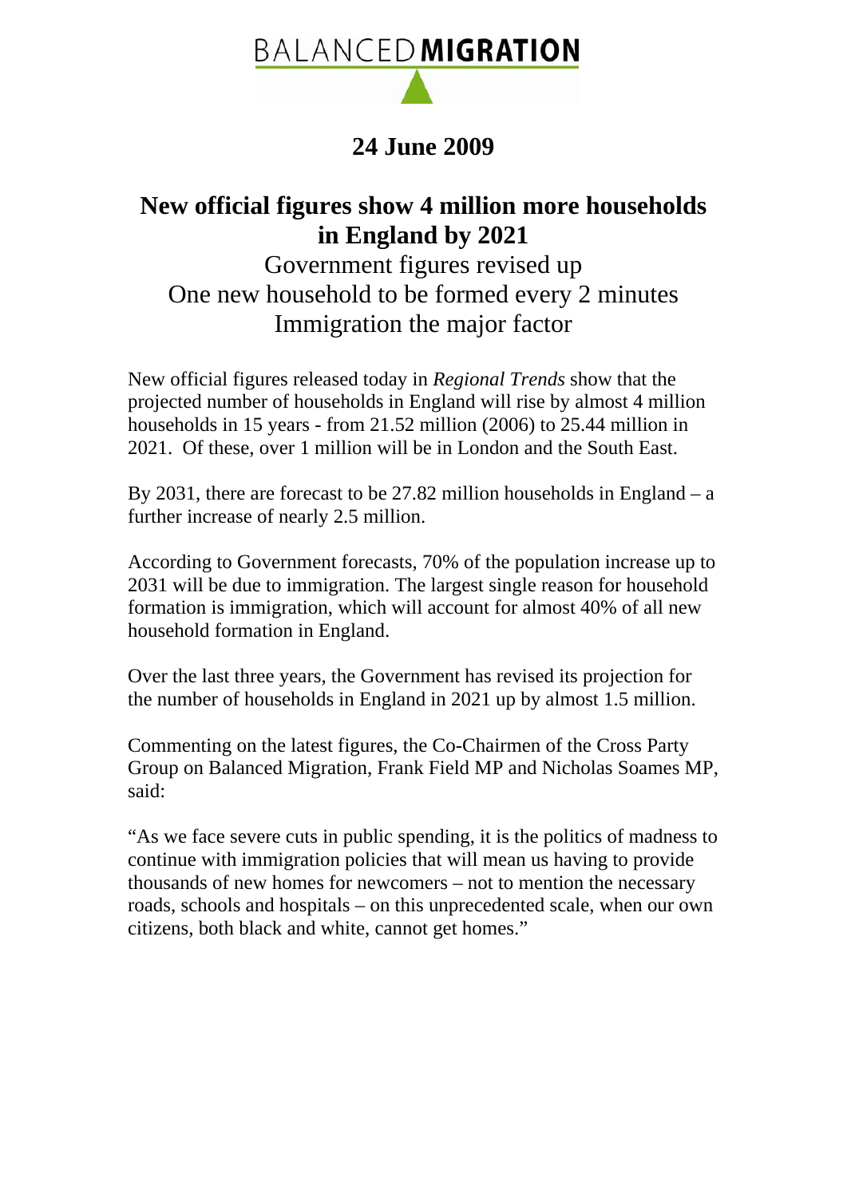BALANCED **MIGRATION**

**24 June 2009**

# New official figures show 4 million more households in England by 2021

Government figures revised up
One new household to be formed every 2 minutes
Immigration the major factor

New official figures released today in *Regional Trends* show that the projected number of households in England will rise by almost 4 million households in 15 years - from 21.52 million (2006) to 25.44 million in 2021. Of these, over 1 million will be in London and the South East.

By 2031, there are forecast to be 27.82 million households in England – a further increase of nearly 2.5 million.

According to Government forecasts, 70% of the population increase up to 2031 will be due to immigration. The largest single reason for household formation is immigration, which will account for almost 40% of all new household formation in England.

Over the last three years, the Government has revised its projection for the number of households in England in 2021 up by almost 1.5 million.

Commenting on the latest figures, the Co-Chairmen of the Cross Party Group on Balanced Migration, Frank Field MP and Nicholas Soames MP, said:

"As we face severe cuts in public spending, it is the politics of madness to continue with immigration policies that will mean us having to provide thousands of new homes for newcomers – not to mention the necessary roads, schools and hospitals – on this unprecedented scale, when our own citizens, both black and white, cannot get homes."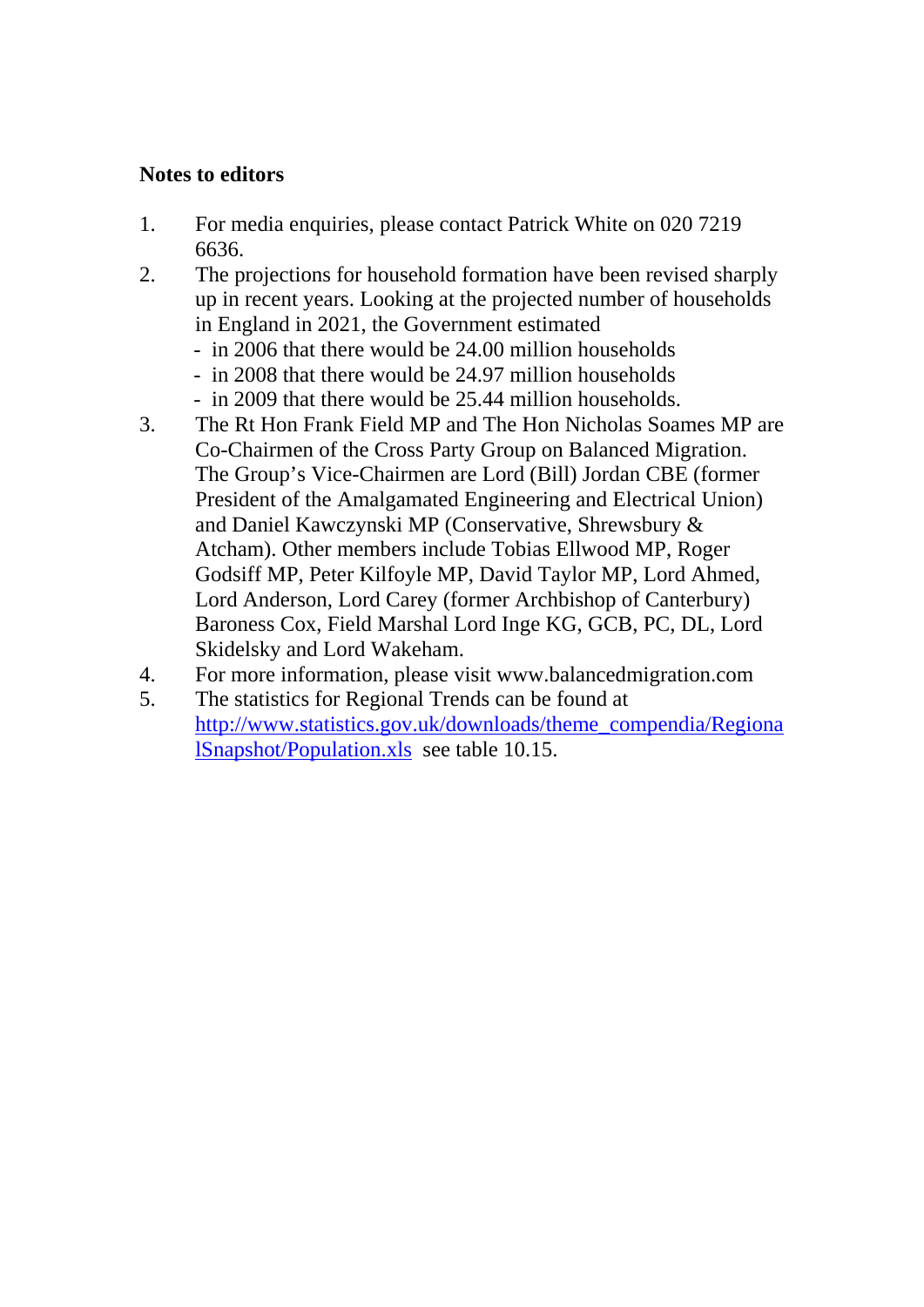**Notes to editors**

1. For media enquiries, please contact Patrick White on 020 7219 6636.
2. The projections for household formation have been revised sharply up in recent years. Looking at the projected number of households in England in 2021, the Government estimated
   - in 2006 that there would be 24.00 million households
   - in 2008 that there would be 24.97 million households
   - in 2009 that there would be 25.44 million households.
3. The Rt Hon Frank Field MP and The Hon Nicholas Soames MP are Co-Chairmen of the Cross Party Group on Balanced Migration. The Group's Vice-Chairmen are Lord (Bill) Jordan CBE (former President of the Amalgamated Engineering and Electrical Union) and Daniel Kawczynski MP (Conservative, Shrewsbury & Atcham). Other members include Tobias Ellwood MP, Roger Godsiff MP, Peter Kilfoyle MP, David Taylor MP, Lord Ahmed, Lord Anderson, Lord Carey (former Archbishop of Canterbury) Baroness Cox, Field Marshal Lord Inge KG, GCB, PC, DL, Lord Skidelsky and Lord Wakeham.
4. For more information, please visit www.balancedmigration.com
5. The statistics for Regional Trends can be found at [http://www.statistics.gov.uk/downloads/theme_compendia/RegionalSnapshot/Population.xls](http://www.statistics.gov.uk/downloads/theme_compendia/RegionalSnapshot/Population.xls) see table 10.15.